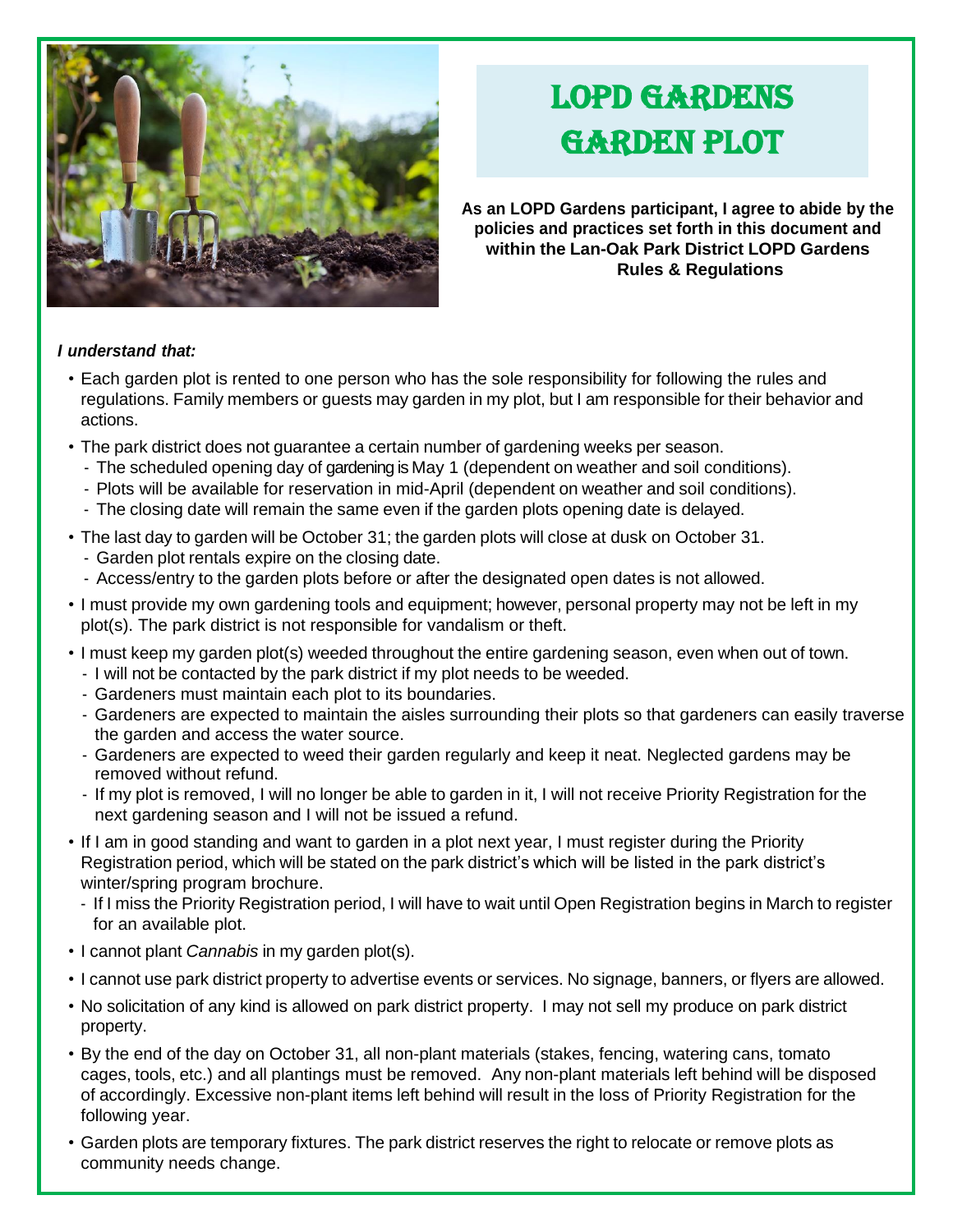# LOPD GARDENS GARDEN PLOT

**As an LOPD Gardens participant, I agree to abide by the policies and practices set forth in this document and within the Lan-Oak Park District LOPD Gardens Rules & Regulations**

***I understand that:***

- Each garden plot is rented to one person who has the sole responsibility for following the rules and regulations. Family members or guests may garden in my plot, but I am responsible for their behavior and actions.
- The park district does not guarantee a certain number of gardening weeks per season.
  - The scheduled opening day of gardening is May 1 (dependent on weather and soil conditions).
  - Plots will be available for reservation in mid-April (dependent on weather and soil conditions).
  - The closing date will remain the same even if the garden plots opening date is delayed.
- The last day to garden will be October 31; the garden plots will close at dusk on October 31.
  - Garden plot rentals expire on the closing date.
  - Access/entry to the garden plots before or after the designated open dates is not allowed.
- I must provide my own gardening tools and equipment; however, personal property may not be left in my plot(s). The park district is not responsible for vandalism or theft.
- I must keep my garden plot(s) weeded throughout the entire gardening season, even when out of town.
  - I will not be contacted by the park district if my plot needs to be weeded.
  - Gardeners must maintain each plot to its boundaries.
  - Gardeners are expected to maintain the aisles surrounding their plots so that gardeners can easily traverse the garden and access the water source.
  - Gardeners are expected to weed their garden regularly and keep it neat. Neglected gardens may be removed without refund.
  - If my plot is removed, I will no longer be able to garden in it, I will not receive Priority Registration for the next gardening season and I will not be issued a refund.
- If I am in good standing and want to garden in a plot next year, I must register during the Priority Registration period, which will be stated on the park district's which will be listed in the park district's winter/spring program brochure.
  - If I miss the Priority Registration period, I will have to wait until Open Registration begins in March to register for an available plot.
- I cannot plant *Cannabis* in my garden plot(s).
- I cannot use park district property to advertise events or services. No signage, banners, or flyers are allowed.
- No solicitation of any kind is allowed on park district property. I may not sell my produce on park district property.
- By the end of the day on October 31, all non-plant materials (stakes, fencing, watering cans, tomato cages, tools, etc.) and all plantings must be removed. Any non-plant materials left behind will be disposed of accordingly. Excessive non-plant items left behind will result in the loss of Priority Registration for the following year.
- Garden plots are temporary fixtures. The park district reserves the right to relocate or remove plots as community needs change.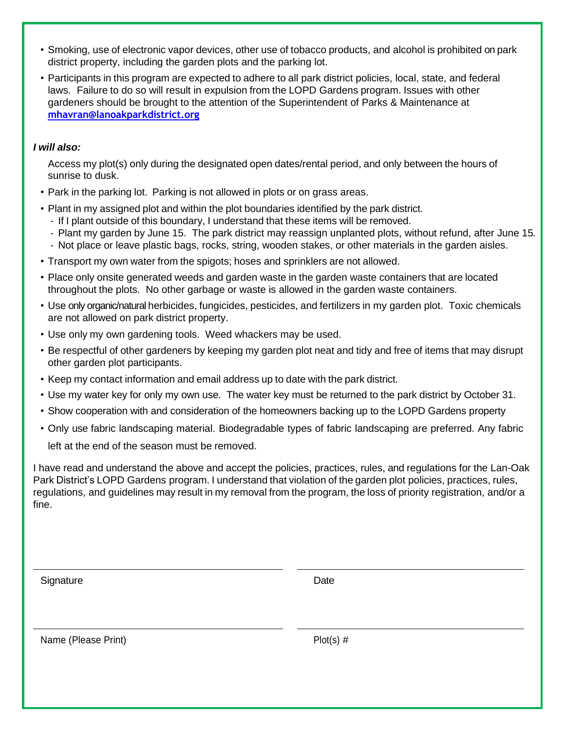- Smoking, use of electronic vapor devices, other use of tobacco products, and alcohol is prohibited on park district property, including the garden plots and the parking lot.
- Participants in this program are expected to adhere to all park district policies, local, state, and federal laws. Failure to do so will result in expulsion from the LOPD Gardens program. Issues with other gardeners should be brought to the attention of the Superintendent of Parks & Maintenance at **mhavran@lanoakparkdistrict.org**

***I will also:***

Access my plot(s) only during the designated open dates/rental period, and only between the hours of sunrise to dusk.

- Park in the parking lot. Parking is not allowed in plots or on grass areas.
- Plant in my assigned plot and within the plot boundaries identified by the park district.
  - If I plant outside of this boundary, I understand that these items will be removed.
  - Plant my garden by June 15. The park district may reassign unplanted plots, without refund, after June 15.
  - Not place or leave plastic bags, rocks, string, wooden stakes, or other materials in the garden aisles.
- Transport my own water from the spigots; hoses and sprinklers are not allowed.
- Place only onsite generated weeds and garden waste in the garden waste containers that are located throughout the plots. No other garbage or waste is allowed in the garden waste containers.
- Use only organic/natural herbicides, fungicides, pesticides, and fertilizers in my garden plot. Toxic chemicals are not allowed on park district property.
- Use only my own gardening tools. Weed whackers may be used.
- Be respectful of other gardeners by keeping my garden plot neat and tidy and free of items that may disrupt other garden plot participants.
- Keep my contact information and email address up to date with the park district.
- Use my water key for only my own use. The water key must be returned to the park district by October 31.
- Show cooperation with and consideration of the homeowners backing up to the LOPD Gardens property
- Only use fabric landscaping material. Biodegradable types of fabric landscaping are preferred. Any fabric left at the end of the season must be removed.

I have read and understand the above and accept the policies, practices, rules, and regulations for the Lan-Oak Park District's LOPD Gardens program. I understand that violation of the garden plot policies, practices, rules, regulations, and guidelines may result in my removal from the program, the loss of priority registration, and/or a fine.

Signature ______________________ Date ______________________

Name (Please Print) ______________________ Plot(s) # ______________________